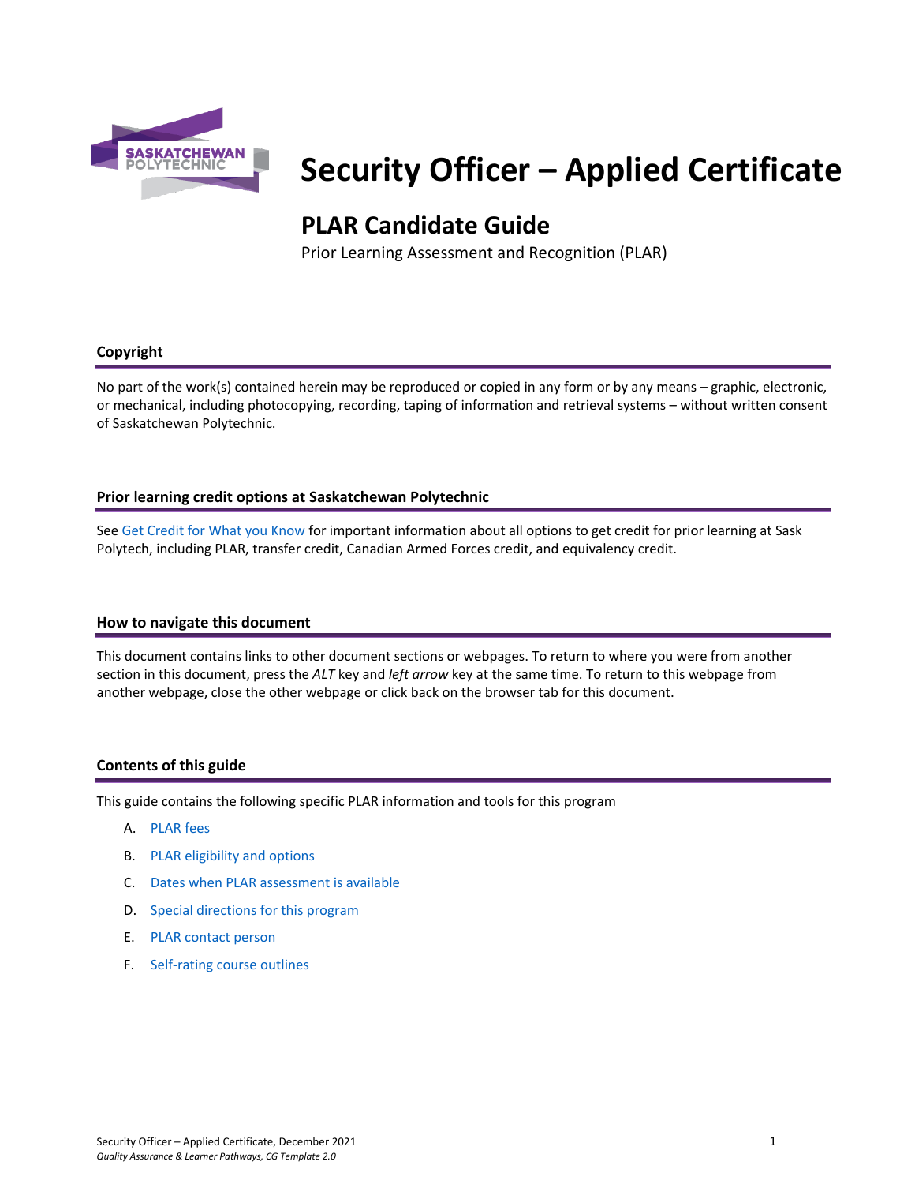# Security Officer – Applied Certificate

## PLAR Candidate Guide

Prior Learning Assessment and Recognition (PLAR)

### Copyright

No part of the work(s) contained herein may be reproduced or copied in any form or by any means – graphic, electronic, or mechanical, including photocopying, recording, taping of information and retrieval systems – without written consent of Saskatchewan Polytechnic.

### Prior learning credit options at Saskatchewan Polytechnic

See Get Credit for What you Know for important information about all options to get credit for prior learning at Sask Polytech, including PLAR, transfer credit, Canadian Armed Forces credit, and equivalency credit.

### How to navigate this document

This document contains links to other document sections or webpages. To return to where you were from another section in this document, press the *ALT* key and *left arrow* key at the same time. To return to this webpage from another webpage, close the other webpage or click back on the browser tab for this document.

### Contents of this guide

This guide contains the following specific PLAR information and tools for this program

A. PLAR fees
B. PLAR eligibility and options
C. Dates when PLAR assessment is available
D. Special directions for this program
E. PLAR contact person
F. Self-rating course outlines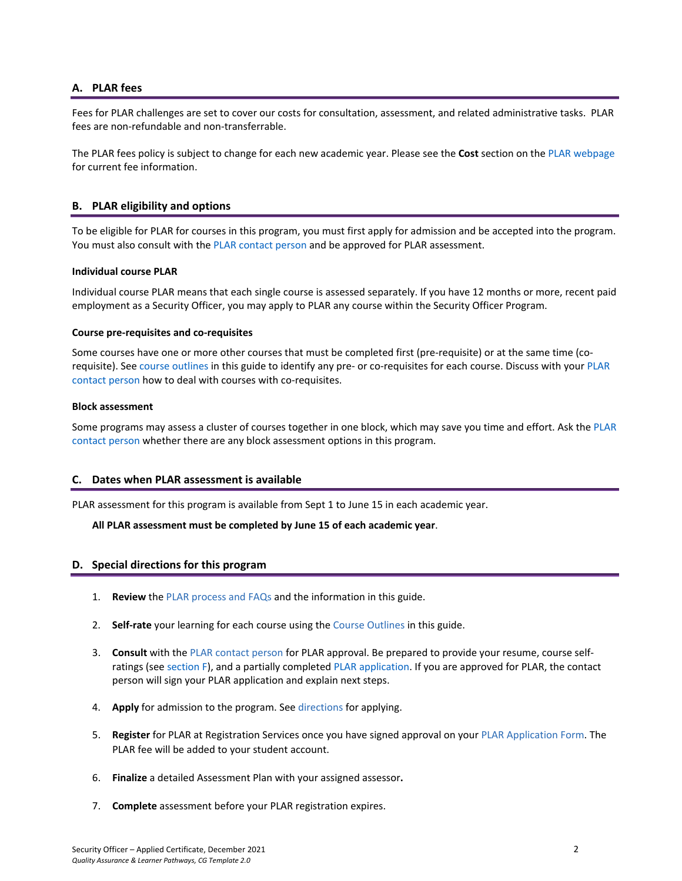## A. PLAR fees

Fees for PLAR challenges are set to cover our costs for consultation, assessment, and related administrative tasks. PLAR fees are non-refundable and non-transferrable.

The PLAR fees policy is subject to change for each new academic year. Please see the **Cost** section on the PLAR webpage for current fee information.

## B. PLAR eligibility and options

To be eligible for PLAR for courses in this program, you must first apply for admission and be accepted into the program. You must also consult with the PLAR contact person and be approved for PLAR assessment.

### Individual course PLAR

Individual course PLAR means that each single course is assessed separately. If you have 12 months or more, recent paid employment as a Security Officer, you may apply to PLAR any course within the Security Officer Program.

### Course pre-requisites and co-requisites

Some courses have one or more other courses that must be completed first (pre-requisite) or at the same time (co-requisite). See course outlines in this guide to identify any pre- or co-requisites for each course. Discuss with your PLAR contact person how to deal with courses with co-requisites.

### Block assessment

Some programs may assess a cluster of courses together in one block, which may save you time and effort. Ask the PLAR contact person whether there are any block assessment options in this program.

## C. Dates when PLAR assessment is available

PLAR assessment for this program is available from Sept 1 to June 15 in each academic year.

**All PLAR assessment must be completed by June 15 of each academic year**.

## D. Special directions for this program

1. **Review** the PLAR process and FAQs and the information in this guide.
2. **Self-rate** your learning for each course using the Course Outlines in this guide.
3. **Consult** with the PLAR contact person for PLAR approval. Be prepared to provide your resume, course self-ratings (see section F), and a partially completed PLAR application. If you are approved for PLAR, the contact person will sign your PLAR application and explain next steps.
4. **Apply** for admission to the program. See directions for applying.
5. **Register** for PLAR at Registration Services once you have signed approval on your PLAR Application Form. The PLAR fee will be added to your student account.
6. **Finalize** a detailed Assessment Plan with your assigned assessor**.**
7. **Complete** assessment before your PLAR registration expires.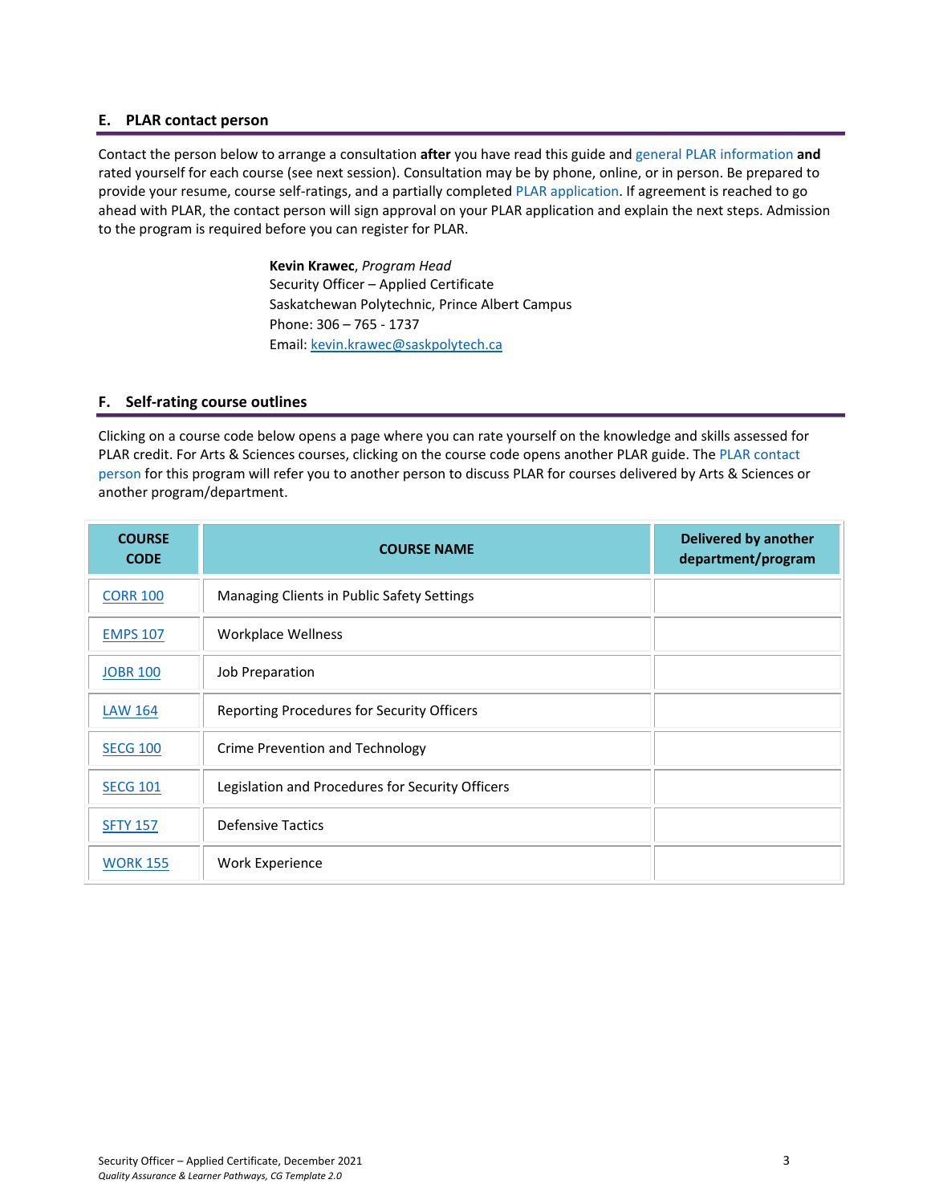## E. PLAR contact person

Contact the person below to arrange a consultation **after** you have read this guide and general PLAR information **and** rated yourself for each course (see next session). Consultation may be by phone, online, or in person. Be prepared to provide your resume, course self-ratings, and a partially completed PLAR application. If agreement is reached to go ahead with PLAR, the contact person will sign approval on your PLAR application and explain the next steps. Admission to the program is required before you can register for PLAR.

**Kevin Krawec**, *Program Head*
Security Officer – Applied Certificate
Saskatchewan Polytechnic, Prince Albert Campus
Phone: 306 – 765 - 1737
Email: kevin.krawec@saskpolytech.ca

## F. Self-rating course outlines

Clicking on a course code below opens a page where you can rate yourself on the knowledge and skills assessed for PLAR credit. For Arts & Sciences courses, clicking on the course code opens another PLAR guide. The PLAR contact person for this program will refer you to another person to discuss PLAR for courses delivered by Arts & Sciences or another program/department.

| COURSE CODE | COURSE NAME | Delivered by another department/program |
|---|---|---|
| CORR 100 | Managing Clients in Public Safety Settings | |
| EMPS 107 | Workplace Wellness | |
| JOBR 100 | Job Preparation | |
| LAW 164 | Reporting Procedures for Security Officers | |
| SECG 100 | Crime Prevention and Technology | |
| SECG 101 | Legislation and Procedures for Security Officers | |
| SFTY 157 | Defensive Tactics | |
| WORK 155 | Work Experience | |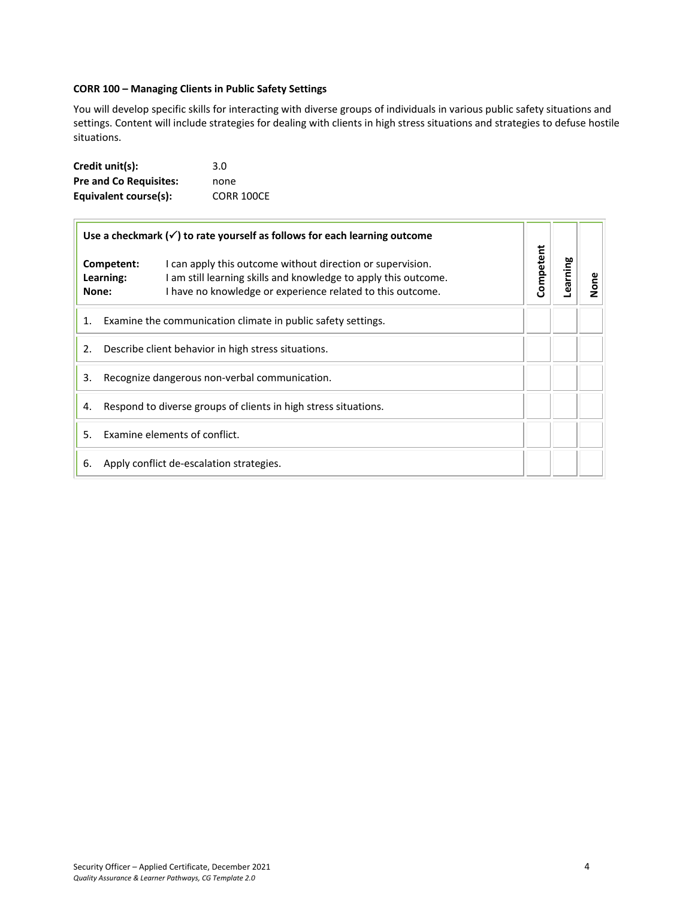**CORR 100 – Managing Clients in Public Safety Settings**

You will develop specific skills for interacting with diverse groups of individuals in various public safety situations and settings. Content will include strategies for dealing with clients in high stress situations and strategies to defuse hostile situations.

**Credit unit(s):** 3.0
**Pre and Co Requisites:** none
**Equivalent course(s):** CORR 100CE

| **Use a checkmark (✓) to rate yourself as follows for each learning outcome**<br>**Competent:** I can apply this outcome without direction or supervision.<br>**Learning:** I am still learning skills and knowledge to apply this outcome.<br>**None:** I have no knowledge or experience related to this outcome. | **Competent** | **Learning** | **None** |
|---|---|---|---|
| 1. Examine the communication climate in public safety settings. | | | |
| 2. Describe client behavior in high stress situations. | | | |
| 3. Recognize dangerous non-verbal communication. | | | |
| 4. Respond to diverse groups of clients in high stress situations. | | | |
| 5. Examine elements of conflict. | | | |
| 6. Apply conflict de-escalation strategies. | | | |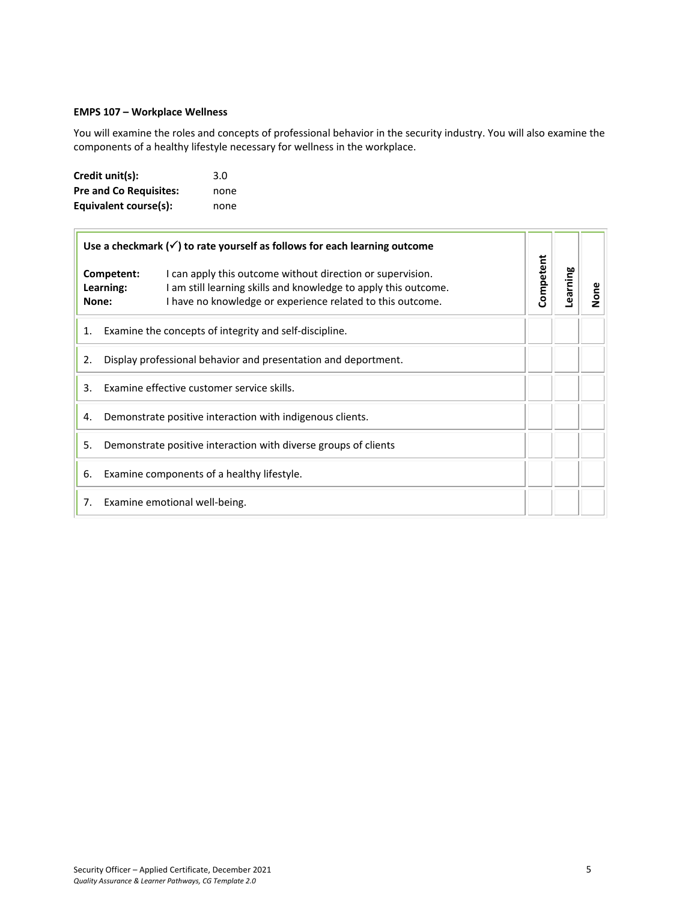**EMPS 107 – Workplace Wellness**

You will examine the roles and concepts of professional behavior in the security industry. You will also examine the components of a healthy lifestyle necessary for wellness in the workplace.

**Credit unit(s):** 3.0
**Pre and Co Requisites:** none
**Equivalent course(s):** none

| **Use a checkmark (✓) to rate yourself as follows for each learning outcome**<br><br>**Competent:** I can apply this outcome without direction or supervision.<br>**Learning:** I am still learning skills and knowledge to apply this outcome.<br>**None:** I have no knowledge or experience related to this outcome. | **Competent** | **Learning** | **None** |
|---|---|---|---|
| 1. Examine the concepts of integrity and self-discipline. | | | |
| 2. Display professional behavior and presentation and deportment. | | | |
| 3. Examine effective customer service skills. | | | |
| 4. Demonstrate positive interaction with indigenous clients. | | | |
| 5. Demonstrate positive interaction with diverse groups of clients | | | |
| 6. Examine components of a healthy lifestyle. | | | |
| 7. Examine emotional well-being. | | | |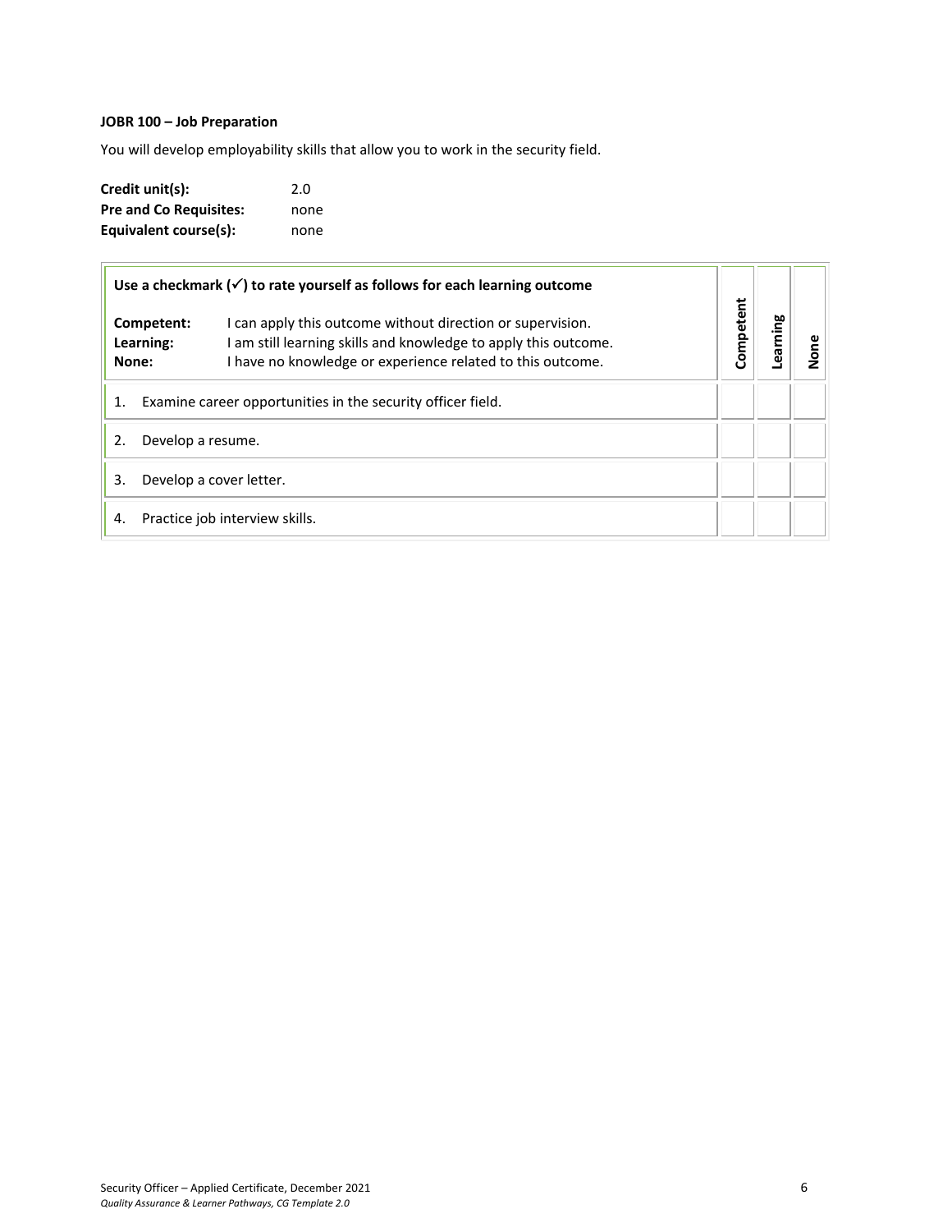**JOBR 100 – Job Preparation**

You will develop employability skills that allow you to work in the security field.

**Credit unit(s):** 2.0
**Pre and Co Requisites:** none
**Equivalent course(s):** none

| **Use a checkmark (✓) to rate yourself as follows for each learning outcome**<br><br>**Competent:** I can apply this outcome without direction or supervision.<br>**Learning:** I am still learning skills and knowledge to apply this outcome.<br>**None:** I have no knowledge or experience related to this outcome. | **Competent** | **Learning** | **None** |
|---|---|---|---|
| 1. Examine career opportunities in the security officer field. | | | |
| 2. Develop a resume. | | | |
| 3. Develop a cover letter. | | | |
| 4. Practice job interview skills. | | | |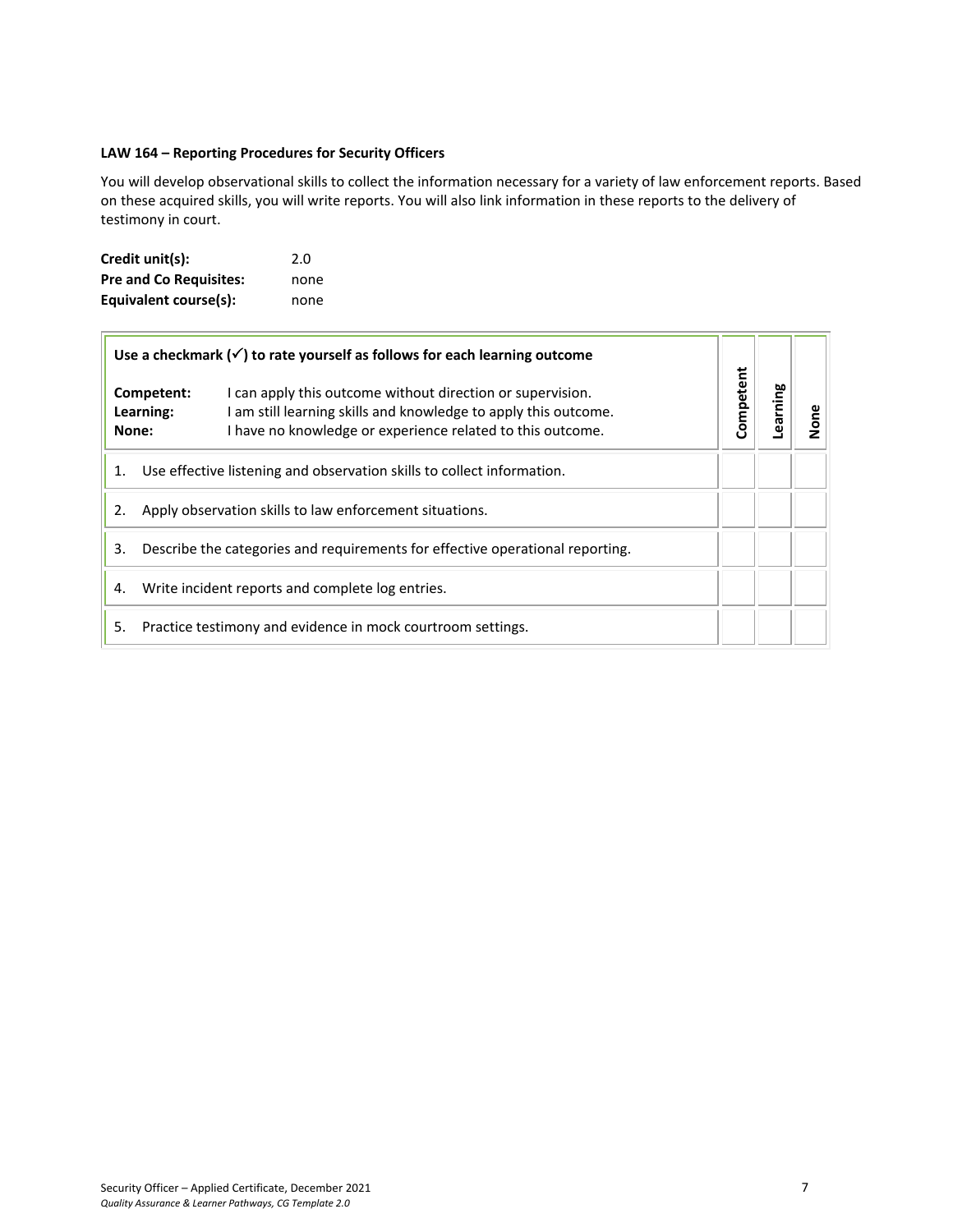**LAW 164 – Reporting Procedures for Security Officers**

You will develop observational skills to collect the information necessary for a variety of law enforcement reports. Based on these acquired skills, you will write reports. You will also link information in these reports to the delivery of testimony in court.

**Credit unit(s):** 2.0
**Pre and Co Requisites:** none
**Equivalent course(s):** none

| **Use a checkmark (✓) to rate yourself as follows for each learning outcome**<br><br>**Competent:** I can apply this outcome without direction or supervision.<br>**Learning:** I am still learning skills and knowledge to apply this outcome.<br>**None:** I have no knowledge or experience related to this outcome. | **Competent** | **Learning** | **None** |
|---|---|---|---|
| 1. Use effective listening and observation skills to collect information. | | | |
| 2. Apply observation skills to law enforcement situations. | | | |
| 3. Describe the categories and requirements for effective operational reporting. | | | |
| 4. Write incident reports and complete log entries. | | | |
| 5. Practice testimony and evidence in mock courtroom settings. | | | |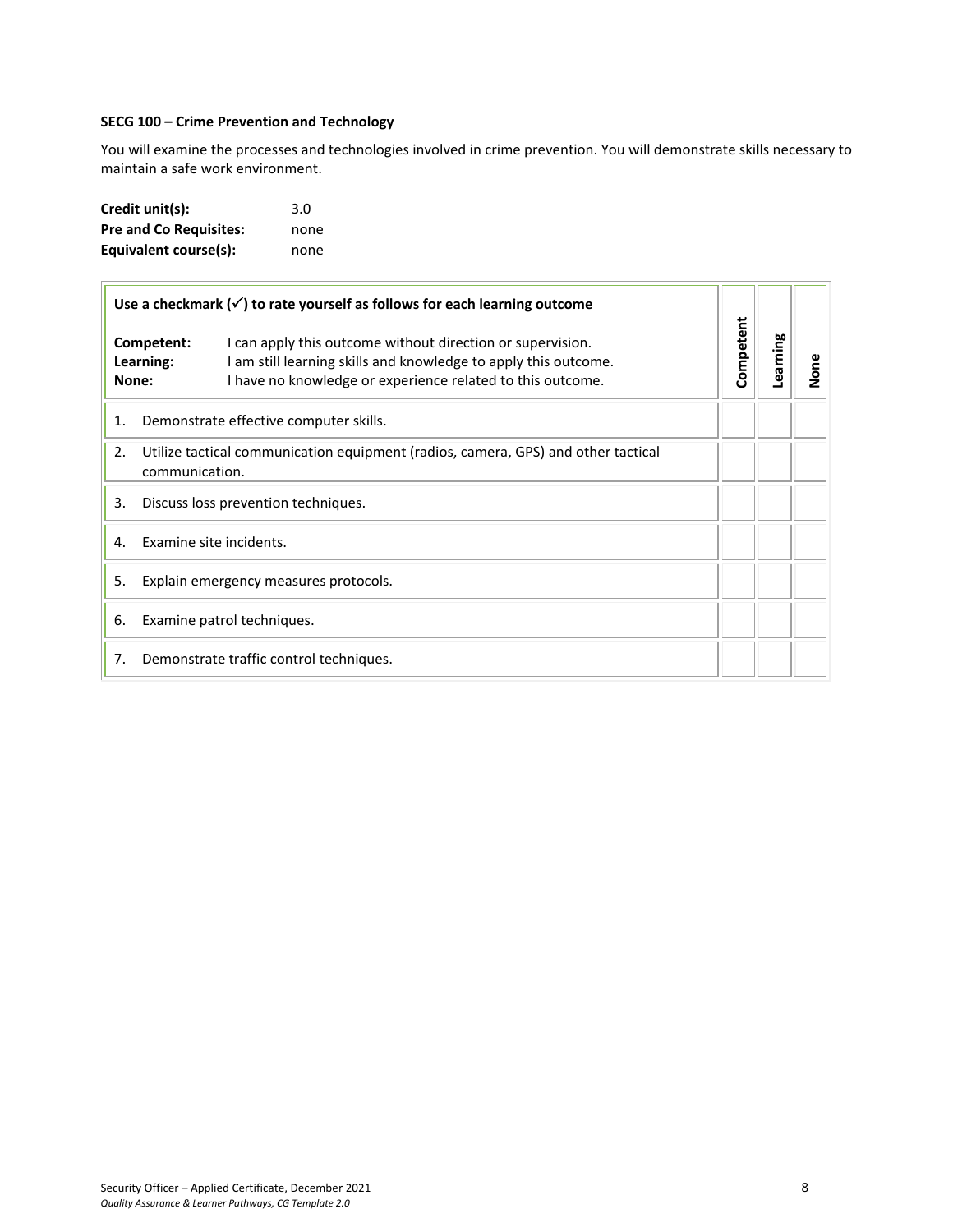**SECG 100 – Crime Prevention and Technology**

You will examine the processes and technologies involved in crime prevention. You will demonstrate skills necessary to maintain a safe work environment.

**Credit unit(s):** 3.0
**Pre and Co Requisites:** none
**Equivalent course(s):** none

| **Use a checkmark (✓) to rate yourself as follows for each learning outcome**<br><br>**Competent:** I can apply this outcome without direction or supervision.<br>**Learning:** I am still learning skills and knowledge to apply this outcome.<br>**None:** I have no knowledge or experience related to this outcome. | **Competent** | **Learning** | **None** |
|---|---|---|---|
| 1. Demonstrate effective computer skills. | | | |
| 2. Utilize tactical communication equipment (radios, camera, GPS) and other tactical communication. | | | |
| 3. Discuss loss prevention techniques. | | | |
| 4. Examine site incidents. | | | |
| 5. Explain emergency measures protocols. | | | |
| 6. Examine patrol techniques. | | | |
| 7. Demonstrate traffic control techniques. | | | |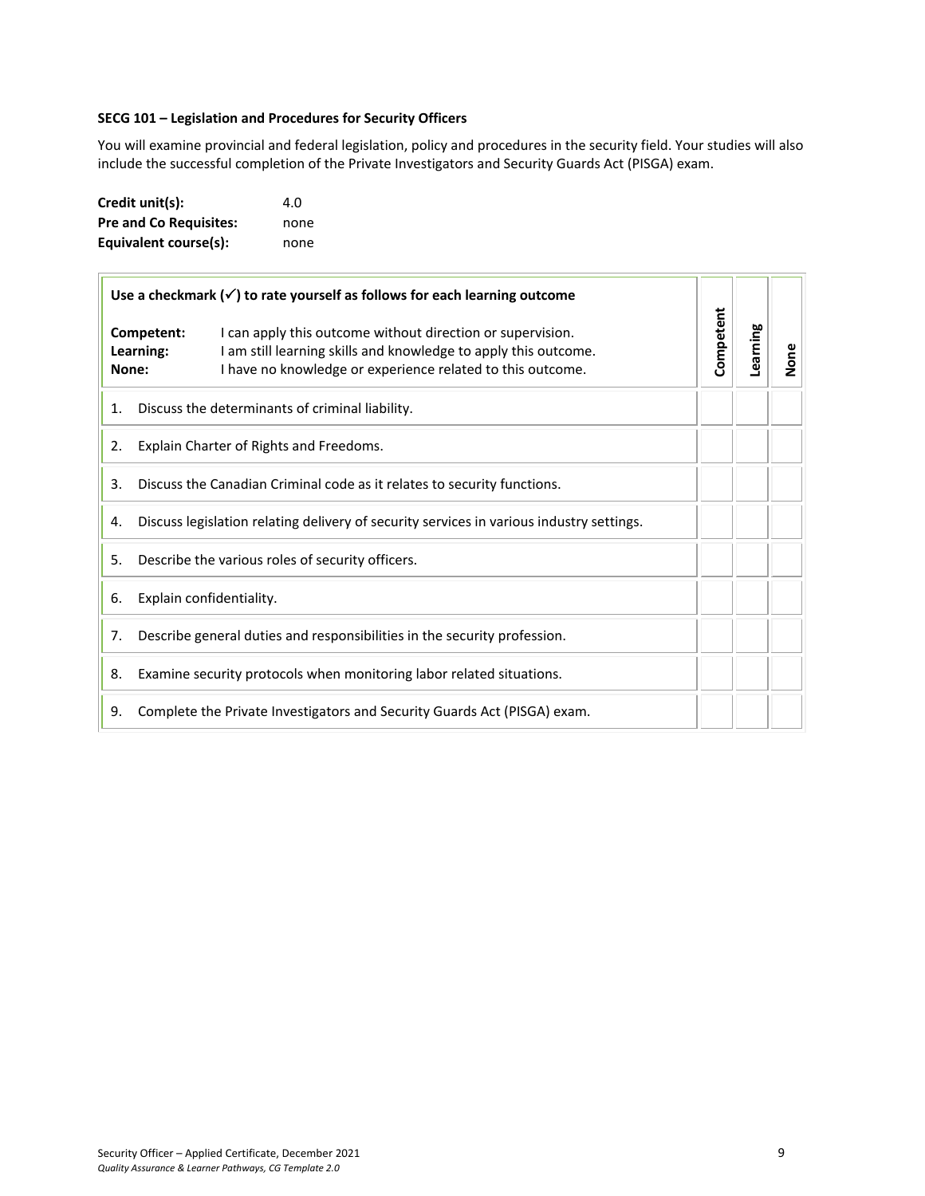### SECG 101 – Legislation and Procedures for Security Officers

You will examine provincial and federal legislation, policy and procedures in the security field. Your studies will also include the successful completion of the Private Investigators and Security Guards Act (PISGA) exam.

**Credit unit(s):** 4.0
**Pre and Co Requisites:** none
**Equivalent course(s):** none

| Use a checkmark (✓) to rate yourself as follows for each learning outcome<br><br>**Competent:** I can apply this outcome without direction or supervision.<br>**Learning:** I am still learning skills and knowledge to apply this outcome.<br>**None:** I have no knowledge or experience related to this outcome. | Competent | Learning | None |
|---|---|---|---|
| 1. Discuss the determinants of criminal liability. | | | |
| 2. Explain Charter of Rights and Freedoms. | | | |
| 3. Discuss the Canadian Criminal code as it relates to security functions. | | | |
| 4. Discuss legislation relating delivery of security services in various industry settings. | | | |
| 5. Describe the various roles of security officers. | | | |
| 6. Explain confidentiality. | | | |
| 7. Describe general duties and responsibilities in the security profession. | | | |
| 8. Examine security protocols when monitoring labor related situations. | | | |
| 9. Complete the Private Investigators and Security Guards Act (PISGA) exam. | | | |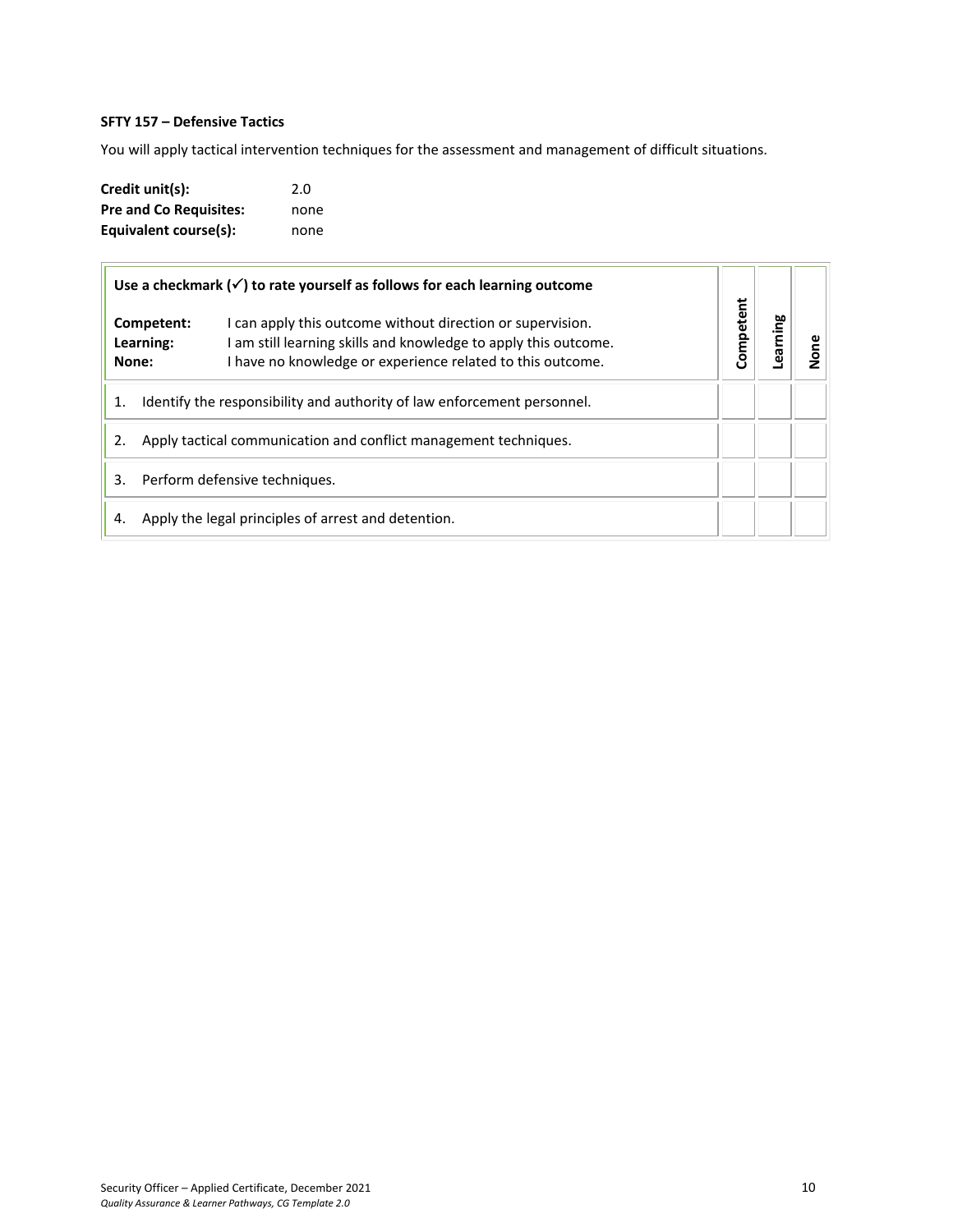**SFTY 157 – Defensive Tactics**

You will apply tactical intervention techniques for the assessment and management of difficult situations.

**Credit unit(s):** 2.0
**Pre and Co Requisites:** none
**Equivalent course(s):** none

| **Use a checkmark (✓) to rate yourself as follows for each learning outcome**<br><br>**Competent:** I can apply this outcome without direction or supervision.<br>**Learning:** I am still learning skills and knowledge to apply this outcome.<br>**None:** I have no knowledge or experience related to this outcome. | **Competent** | **Learning** | **None** |
|---|---|---|---|
| 1. Identify the responsibility and authority of law enforcement personnel. | | | |
| 2. Apply tactical communication and conflict management techniques. | | | |
| 3. Perform defensive techniques. | | | |
| 4. Apply the legal principles of arrest and detention. | | | |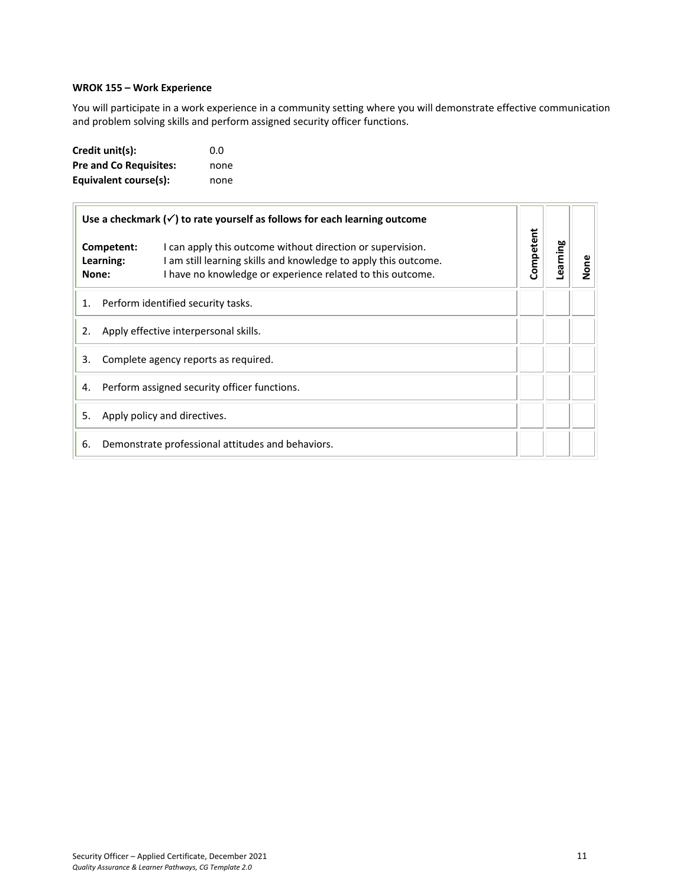**WROK 155 – Work Experience**

You will participate in a work experience in a community setting where you will demonstrate effective communication and problem solving skills and perform assigned security officer functions.

**Credit unit(s):** 0.0
**Pre and Co Requisites:** none
**Equivalent course(s):** none

| **Use a checkmark (✓) to rate yourself as follows for each learning outcome**<br><br>**Competent:** I can apply this outcome without direction or supervision.<br>**Learning:** I am still learning skills and knowledge to apply this outcome.<br>**None:** I have no knowledge or experience related to this outcome. | **Competent** | **Learning** | **None** |
|---|---|---|---|
| 1. Perform identified security tasks. | | | |
| 2. Apply effective interpersonal skills. | | | |
| 3. Complete agency reports as required. | | | |
| 4. Perform assigned security officer functions. | | | |
| 5. Apply policy and directives. | | | |
| 6. Demonstrate professional attitudes and behaviors. | | | |